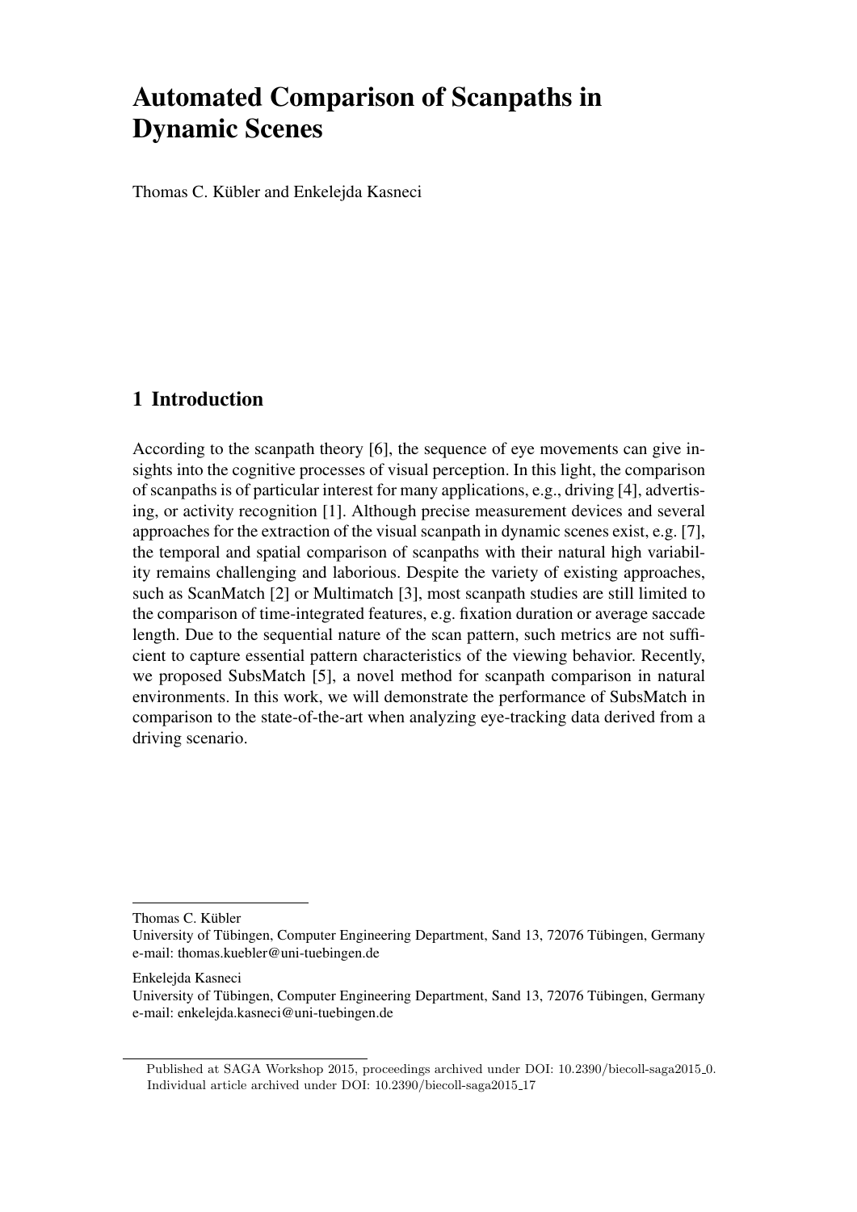# Automated Comparison of Scanpaths in Dynamic Scenes

Thomas C. Kübler and Enkelejda Kasneci

## 1 Introduction

According to the scanpath theory [6], the sequence of eye movements can give insights into the cognitive processes of visual perception. In this light, the comparison of scanpaths is of particular interest for many applications, e.g., driving [4], advertising, or activity recognition [1]. Although precise measurement devices and several approaches for the extraction of the visual scanpath in dynamic scenes exist, e.g. [7], the temporal and spatial comparison of scanpaths with their natural high variability remains challenging and laborious. Despite the variety of existing approaches, such as ScanMatch [2] or Multimatch [3], most scanpath studies are still limited to the comparison of time-integrated features, e.g. fixation duration or average saccade length. Due to the sequential nature of the scan pattern, such metrics are not sufficient to capture essential pattern characteristics of the viewing behavior. Recently, we proposed SubsMatch [5], a novel method for scanpath comparison in natural environments. In this work, we will demonstrate the performance of SubsMatch in comparison to the state-of-the-art when analyzing eye-tracking data derived from a driving scenario.

---

Thomas C. Kübler
University of Tübingen, Computer Engineering Department, Sand 13, 72076 Tübingen, Germany
e-mail: thomas.kuebler@uni-tuebingen.de

Enkelejda Kasneci
University of Tübingen, Computer Engineering Department, Sand 13, 72076 Tübingen, Germany
e-mail: enkelejda.kasneci@uni-tuebingen.de

Published at SAGA Workshop 2015, proceedings archived under DOI: 10.2390/biecoll-saga2015_0.
Individual article archived under DOI: 10.2390/biecoll-saga2015_17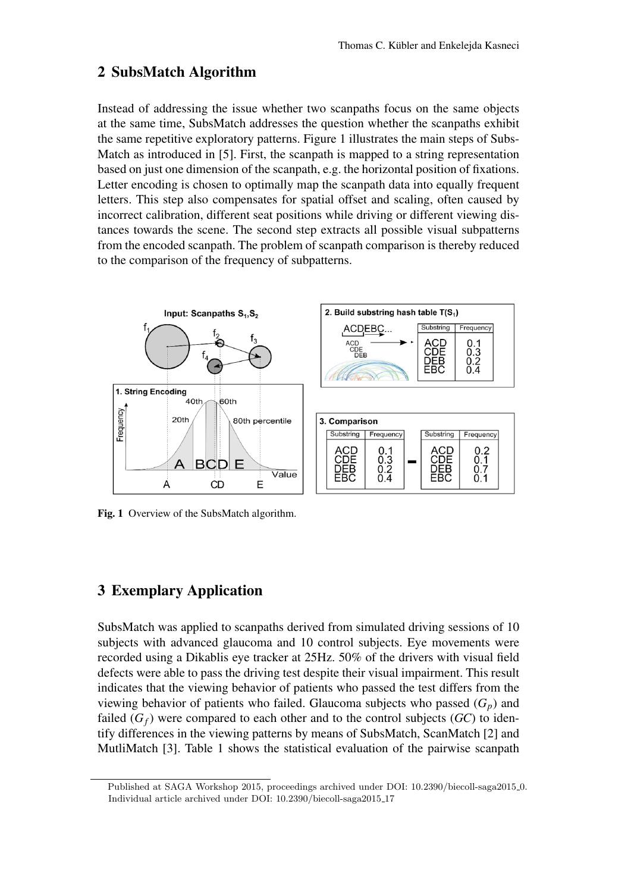## 2 SubsMatch Algorithm

Instead of addressing the issue whether two scanpaths focus on the same objects at the same time, SubsMatch addresses the question whether the scanpaths exhibit the same repetitive exploratory patterns. Figure 1 illustrates the main steps of SubsMatch as introduced in [5]. First, the scanpath is mapped to a string representation based on just one dimension of the scanpath, e.g. the horizontal position of fixations. Letter encoding is chosen to optimally map the scanpath data into equally frequent letters. This step also compensates for spatial offset and scaling, often caused by incorrect calibration, different seat positions while driving or different viewing distances towards the scene. The second step extracts all possible visual subpatterns from the encoded scanpath. The problem of scanpath comparison is thereby reduced to the comparison of the frequency of subpatterns.

**Fig. 1** Overview of the SubsMatch algorithm.

## 3 Exemplary Application

SubsMatch was applied to scanpaths derived from simulated driving sessions of 10 subjects with advanced glaucoma and 10 control subjects. Eye movements were recorded using a Dikablis eye tracker at 25Hz. 50% of the drivers with visual field defects were able to pass the driving test despite their visual impairment. This result indicates that the viewing behavior of patients who passed the test differs from the viewing behavior of patients who failed. Glaucoma subjects who passed ($G_p$) and failed ($G_f$) were compared to each other and to the control subjects ($GC$) to identify differences in the viewing patterns by means of SubsMatch, ScanMatch [2] and MutliMatch [3]. Table 1 shows the statistical evaluation of the pairwise scanpath

Published at SAGA Workshop 2015, proceedings archived under DOI: 10.2390/biecoll-saga2015_0. Individual article archived under DOI: 10.2390/biecoll-saga2015_17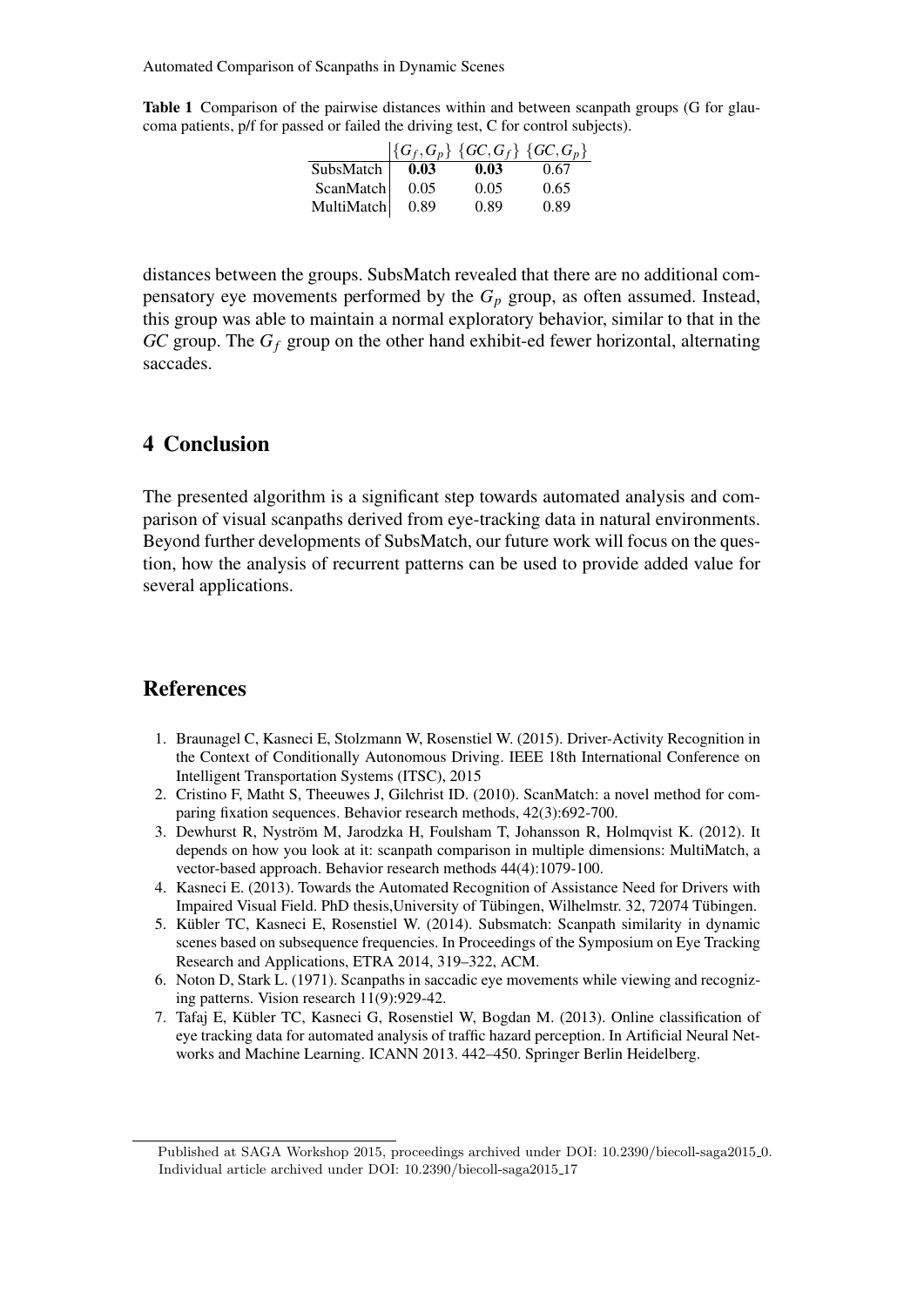**Table 1** Comparison of the pairwise distances within and between scanpath groups (G for glaucoma patients, p/f for passed or failed the driving test, C for control subjects).

| | $\{G_f, G_p\}$ | $\{GC, G_f\}$ | $\{GC, G_p\}$ |
|---|---|---|---|
| SubsMatch | **0.03** | **0.03** | 0.67 |
| ScanMatch | 0.05 | 0.05 | 0.65 |
| MultiMatch | 0.89 | 0.89 | 0.89 |

distances between the groups. SubsMatch revealed that there are no additional compensatory eye movements performed by the $G_p$ group, as often assumed. Instead, this group was able to maintain a normal exploratory behavior, similar to that in the $GC$ group. The $G_f$ group on the other hand exhibit-ed fewer horizontal, alternating saccades.

## 4 Conclusion

The presented algorithm is a significant step towards automated analysis and comparison of visual scanpaths derived from eye-tracking data in natural environments. Beyond further developments of SubsMatch, our future work will focus on the question, how the analysis of recurrent patterns can be used to provide added value for several applications.

## References

1. Braunagel C, Kasneci E, Stolzmann W, Rosenstiel W. (2015). Driver-Activity Recognition in the Context of Conditionally Autonomous Driving. IEEE 18th International Conference on Intelligent Transportation Systems (ITSC), 2015
2. Cristino F, Matht S, Theeuwes J, Gilchrist ID. (2010). ScanMatch: a novel method for comparing fixation sequences. Behavior research methods, 42(3):692-700.
3. Dewhurst R, Nyström M, Jarodzka H, Foulsham T, Johansson R, Holmqvist K. (2012). It depends on how you look at it: scanpath comparison in multiple dimensions: MultiMatch, a vector-based approach. Behavior research methods 44(4):1079-100.
4. Kasneci E. (2013). Towards the Automated Recognition of Assistance Need for Drivers with Impaired Visual Field. PhD thesis,University of Tübingen, Wilhelmstr. 32, 72074 Tübingen.
5. Kübler TC, Kasneci E, Rosenstiel W. (2014). Subsmatch: Scanpath similarity in dynamic scenes based on subsequence frequencies. In Proceedings of the Symposium on Eye Tracking Research and Applications, ETRA 2014, 319–322, ACM.
6. Noton D, Stark L. (1971). Scanpaths in saccadic eye movements while viewing and recognizing patterns. Vision research 11(9):929-42.
7. Tafaj E, Kübler TC, Kasneci G, Rosenstiel W, Bogdan M. (2013). Online classification of eye tracking data for automated analysis of traffic hazard perception. In Artificial Neural Networks and Machine Learning. ICANN 2013. 442–450. Springer Berlin Heidelberg.

Published at SAGA Workshop 2015, proceedings archived under DOI: 10.2390/biecoll-saga2015_0. Individual article archived under DOI: 10.2390/biecoll-saga2015_17